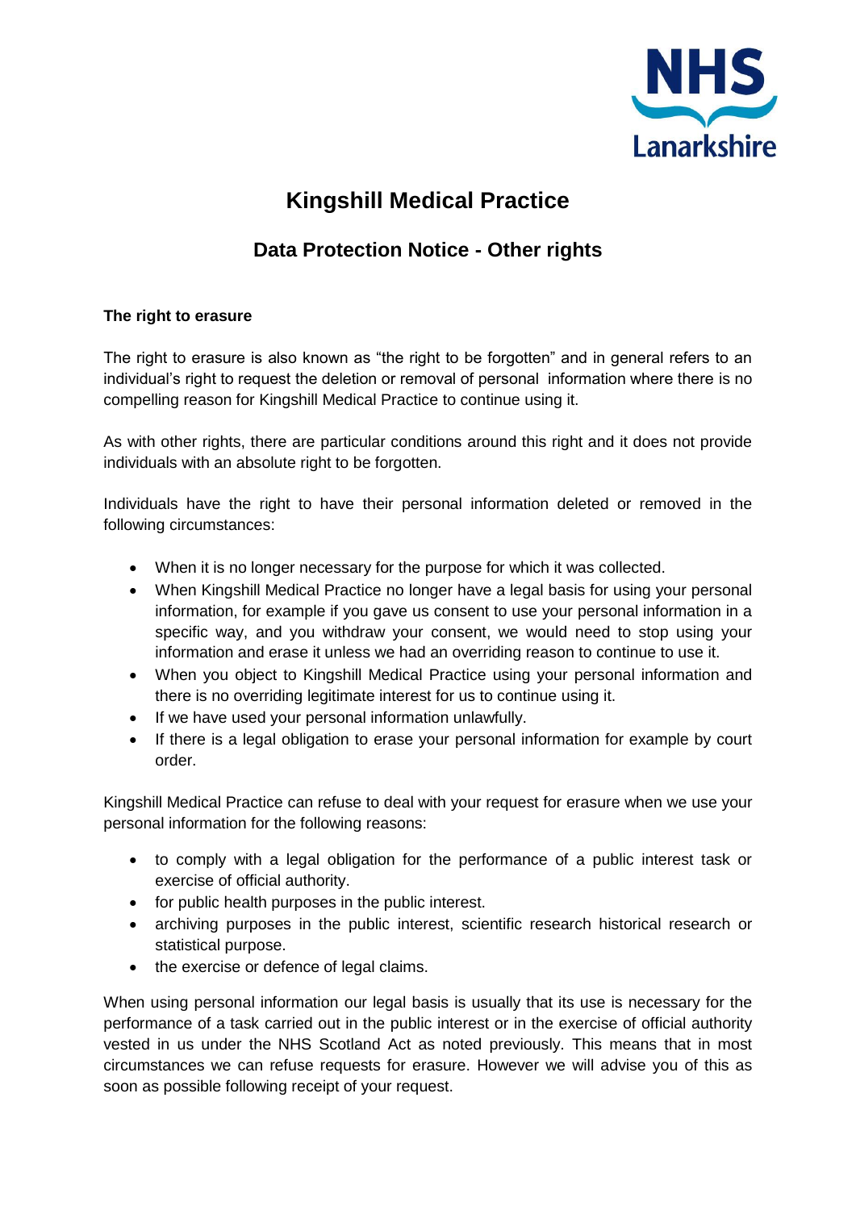NHS Lanarkshire

# Kingshill Medical Practice

## Data Protection Notice - Other rights

**The right to erasure**

The right to erasure is also known as "the right to be forgotten" and in general refers to an individual's right to request the deletion or removal of personal information where there is no compelling reason for Kingshill Medical Practice to continue using it.

As with other rights, there are particular conditions around this right and it does not provide individuals with an absolute right to be forgotten.

Individuals have the right to have their personal information deleted or removed in the following circumstances:

- When it is no longer necessary for the purpose for which it was collected.
- When Kingshill Medical Practice no longer have a legal basis for using your personal information, for example if you gave us consent to use your personal information in a specific way, and you withdraw your consent, we would need to stop using your information and erase it unless we had an overriding reason to continue to use it.
- When you object to Kingshill Medical Practice using your personal information and there is no overriding legitimate interest for us to continue using it.
- If we have used your personal information unlawfully.
- If there is a legal obligation to erase your personal information for example by court order.

Kingshill Medical Practice can refuse to deal with your request for erasure when we use your personal information for the following reasons:

- to comply with a legal obligation for the performance of a public interest task or exercise of official authority.
- for public health purposes in the public interest.
- archiving purposes in the public interest, scientific research historical research or statistical purpose.
- the exercise or defence of legal claims.

When using personal information our legal basis is usually that its use is necessary for the performance of a task carried out in the public interest or in the exercise of official authority vested in us under the NHS Scotland Act as noted previously. This means that in most circumstances we can refuse requests for erasure. However we will advise you of this as soon as possible following receipt of your request.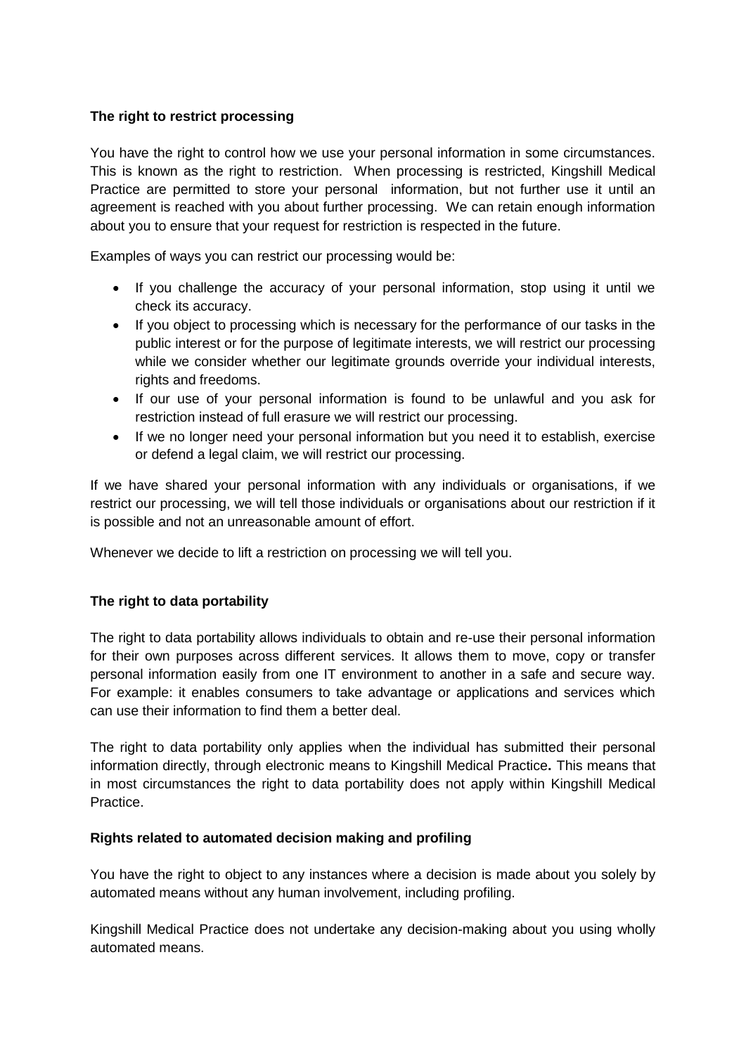**The right to restrict processing**

You have the right to control how we use your personal information in some circumstances. This is known as the right to restriction. When processing is restricted, Kingshill Medical Practice are permitted to store your personal information, but not further use it until an agreement is reached with you about further processing. We can retain enough information about you to ensure that your request for restriction is respected in the future.

Examples of ways you can restrict our processing would be:

- If you challenge the accuracy of your personal information, stop using it until we check its accuracy.
- If you object to processing which is necessary for the performance of our tasks in the public interest or for the purpose of legitimate interests, we will restrict our processing while we consider whether our legitimate grounds override your individual interests, rights and freedoms.
- If our use of your personal information is found to be unlawful and you ask for restriction instead of full erasure we will restrict our processing.
- If we no longer need your personal information but you need it to establish, exercise or defend a legal claim, we will restrict our processing.

If we have shared your personal information with any individuals or organisations, if we restrict our processing, we will tell those individuals or organisations about our restriction if it is possible and not an unreasonable amount of effort.

Whenever we decide to lift a restriction on processing we will tell you.

**The right to data portability**

The right to data portability allows individuals to obtain and re-use their personal information for their own purposes across different services. It allows them to move, copy or transfer personal information easily from one IT environment to another in a safe and secure way. For example: it enables consumers to take advantage or applications and services which can use their information to find them a better deal.

The right to data portability only applies when the individual has submitted their personal information directly, through electronic means to Kingshill Medical Practice**.** This means that in most circumstances the right to data portability does not apply within Kingshill Medical Practice.

**Rights related to automated decision making and profiling**

You have the right to object to any instances where a decision is made about you solely by automated means without any human involvement, including profiling.

Kingshill Medical Practice does not undertake any decision-making about you using wholly automated means.